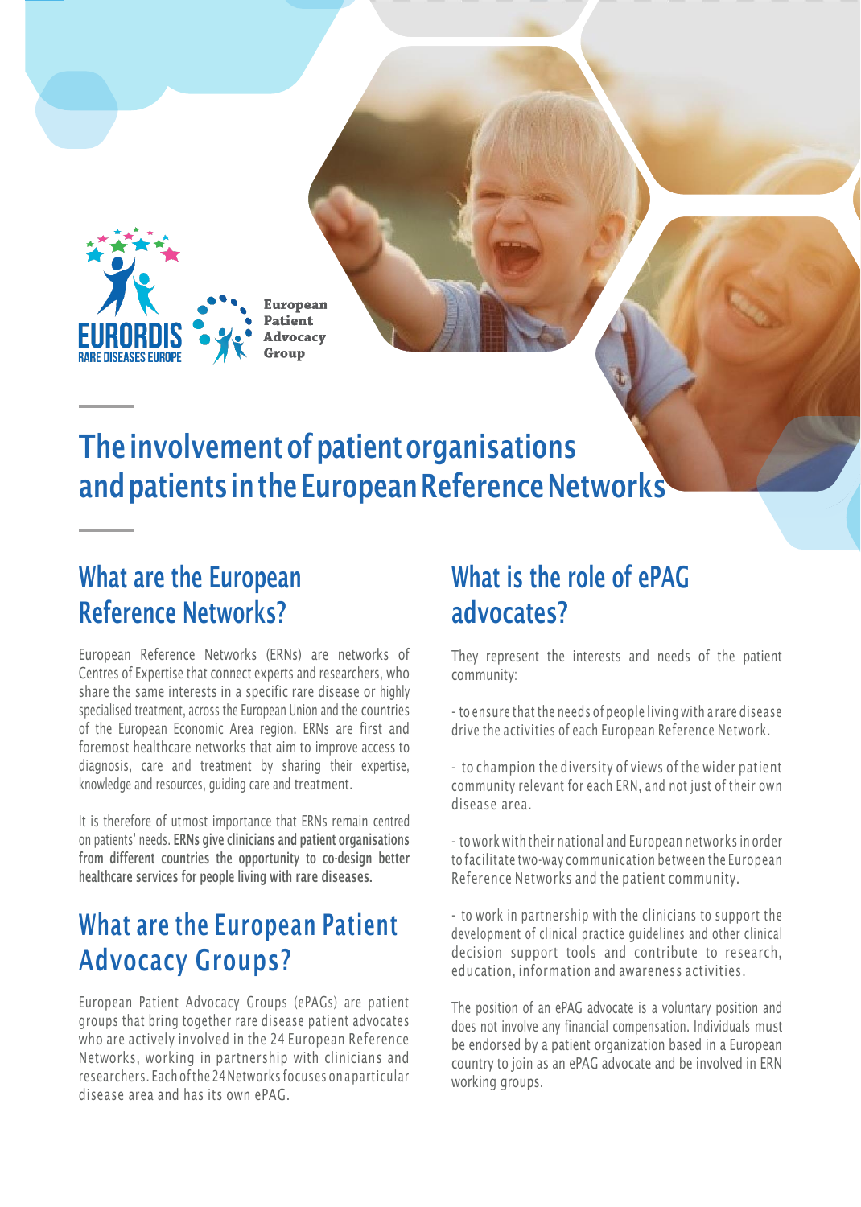EURORDIS RARE DISEASES EUROPE

European Patient Advocacy Group

# The involvement of patient organisations and patients in the European Reference Networks

## What are the European Reference Networks?

European Reference Networks (ERNs) are networks of Centres of Expertise that connect experts and researchers, who share the same interests in a specific rare disease or highly specialised treatment, across the European Union and the countries of the European Economic Area region. ERNs are first and foremost healthcare networks that aim to improve access to diagnosis, care and treatment by sharing their expertise, knowledge and resources, guiding care and treatment.

It is therefore of utmost importance that ERNs remain centred on patients' needs. **ERNs give clinicians and patient organisations from different countries the opportunity to co-design better healthcare services for people living with rare diseases.**

## What are the European Patient Advocacy Groups?

European Patient Advocacy Groups (ePAGs) are patient groups that bring together rare disease patient advocates who are actively involved in the 24 European Reference Networks, working in partnership with clinicians and researchers. Each of the 24 Networks focuses on a particular disease area and has its own ePAG.

## What is the role of ePAG advocates?

They represent the interests and needs of the patient community:

- to ensure that the needs of people living with a rare disease drive the activities of each European Reference Network.

- to champion the diversity of views of the wider patient community relevant for each ERN, and not just of their own disease area.

- to work with their national and European networks in order to facilitate two-way communication between the European Reference Networks and the patient community.

- to work in partnership with the clinicians to support the development of clinical practice guidelines and other clinical decision support tools and contribute to research, education, information and awareness activities.

The position of an ePAG advocate is a voluntary position and does not involve any financial compensation. Individuals must be endorsed by a patient organization based in a European country to join as an ePAG advocate and be involved in ERN working groups.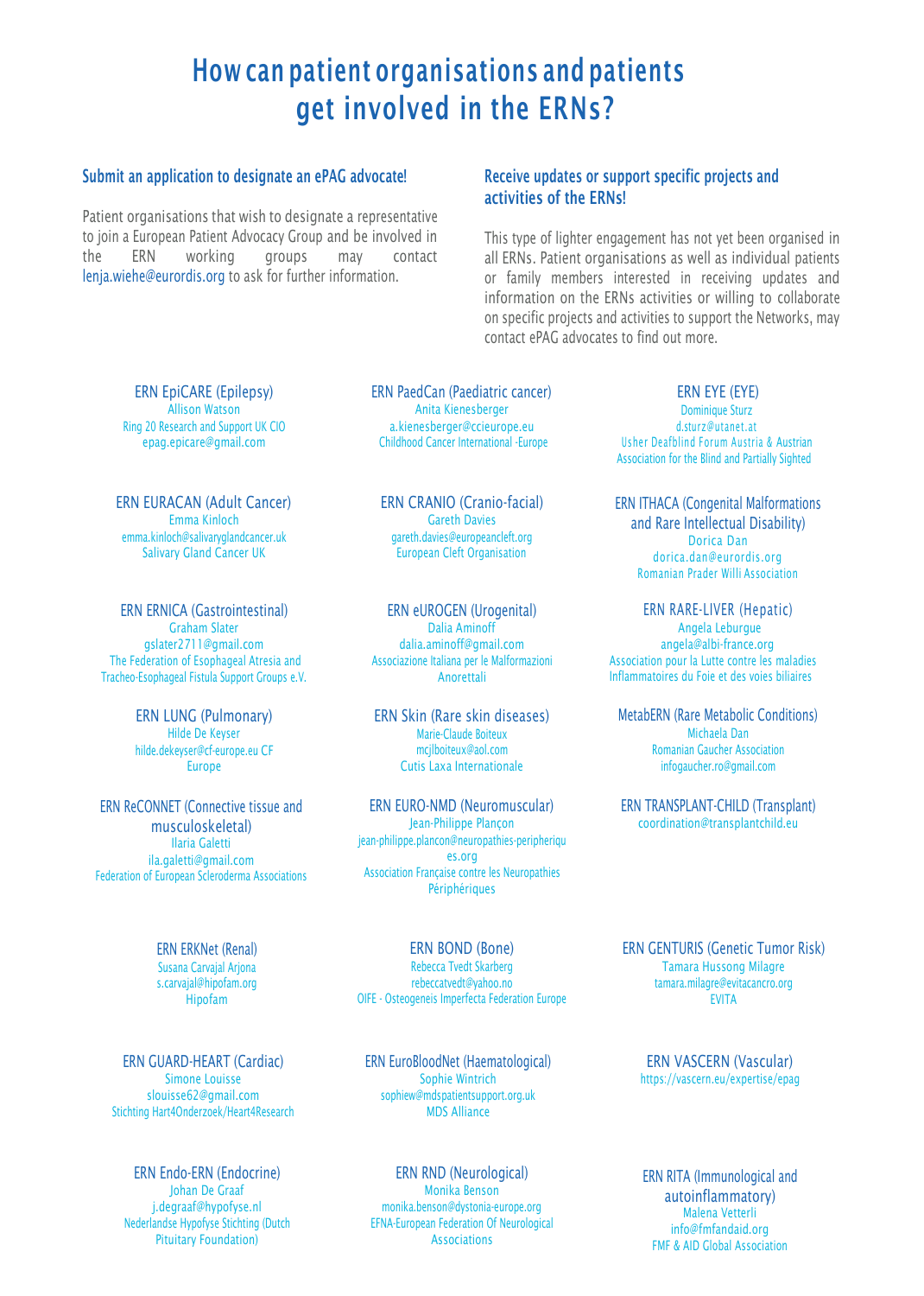# How can patient organisations and patients get involved in the ERNs?

### Submit an application to designate an ePAG advocate!

Patient organisations that wish to designate a representative to join a European Patient Advocacy Group and be involved in the ERN working groups may contact lenja.wiehe@eurordis.org to ask for further information.

### Receive updates or support specific projects and activities of the ERNs!

This type of lighter engagement has not yet been organised in all ERNs. Patient organisations as well as individual patients or family members interested in receiving updates and information on the ERNs activities or willing to collaborate on specific projects and activities to support the Networks, may contact ePAG advocates to find out more.

**ERN EpiCARE (Epilepsy)**
Allison Watson
Ring 20 Research and Support UK CIO
epag.epicare@gmail.com

**ERN PaedCan (Paediatric cancer)**
Anita Kienesberger
a.kienesberger@ccieurope.eu
Childhood Cancer International -Europe

**ERN EYE (EYE)**
Dominique Sturz
d.sturz@utanet.at
Usher Deafblind Forum Austria & Austrian Association for the Blind and Partially Sighted

**ERN EURACAN (Adult Cancer)**
Emma Kinloch
emma.kinloch@salivaryglandcancer.uk
Salivary Gland Cancer UK

**ERN CRANIO (Cranio-facial)**
Gareth Davies
gareth.davies@europeancleft.org
European Cleft Organisation

**ERN ITHACA (Congenital Malformations and Rare Intellectual Disability)**
Dorica Dan
dorica.dan@eurordis.org
Romanian Prader Willi Association

**ERN ERNICA (Gastrointestinal)**
Graham Slater
gslater2711@gmail.com
The Federation of Esophageal Atresia and Tracheo-Esophageal Fistula Support Groups e.V.

**ERN eUROGEN (Urogenital)**
Dalia Aminoff
dalia.aminoff@gmail.com
Associazione Italiana per le Malformazioni Anorettali

**ERN RARE-LIVER (Hepatic)**
Angela Leburgue
angela@albi-france.org
Association pour la Lutte contre les maladies Inflammatoires du Foie et des voies biliaires

**ERN LUNG (Pulmonary)**
Hilde De Keyser
hilde.dekeyser@cf-europe.eu CF Europe

**ERN Skin (Rare skin diseases)**
Marie-Claude Boiteux
mcjlboiteux@aol.com
Cutis Laxa Internationale

**MetabERN (Rare Metabolic Conditions)**
Michaela Dan
Romanian Gaucher Association
infogaucher.ro@gmail.com

**ERN ReCONNET (Connective tissue and musculoskeletal)**
Ilaria Galetti
ila.galetti@gmail.com
Federation of European Scleroderma Associations

**ERN EURO-NMD (Neuromuscular)**
Jean-Philippe Plançon
jean-philippe.plancon@neuropathies-peripheriques.org
Association Française contre les Neuropathies Périphériques

**ERN TRANSPLANT-CHILD (Transplant)**
coordination@transplantchild.eu

**ERN ERKNet (Renal)**
Susana Carvajal Arjona
s.carvajal@hipofam.org
Hipofam

**ERN BOND (Bone)**
Rebecca Tvedt Skarberg
rebeccatvedt@yahoo.no
OIFE - Osteogeneis Imperfecta Federation Europe

**ERN GENTURIS (Genetic Tumor Risk)**
Tamara Hussong Milagre
tamara.milagre@evitacancro.org
EVITA

**ERN GUARD-HEART (Cardiac)**
Simone Louisse
slouisse62@gmail.com
Stichting Hart4Onderzoek/Heart4Research

**ERN EuroBloodNet (Haematological)**
Sophie Wintrich
sophiew@mdspatientsupport.org.uk
MDS Alliance

**ERN VASCERN (Vascular)**
https://vascern.eu/expertise/epag

**ERN Endo-ERN (Endocrine)**
Johan De Graaf
j.degraaf@hypofyse.nl
Nederlandse Hypofyse Stichting (Dutch Pituitary Foundation)

**ERN RND (Neurological)**
Monika Benson
monika.benson@dystonia-europe.org
EFNA-European Federation Of Neurological Associations

**ERN RITA (Immunological and autoinflammatory)**
Malena Vetterli
info@fmfandaid.org
FMF & AID Global Association